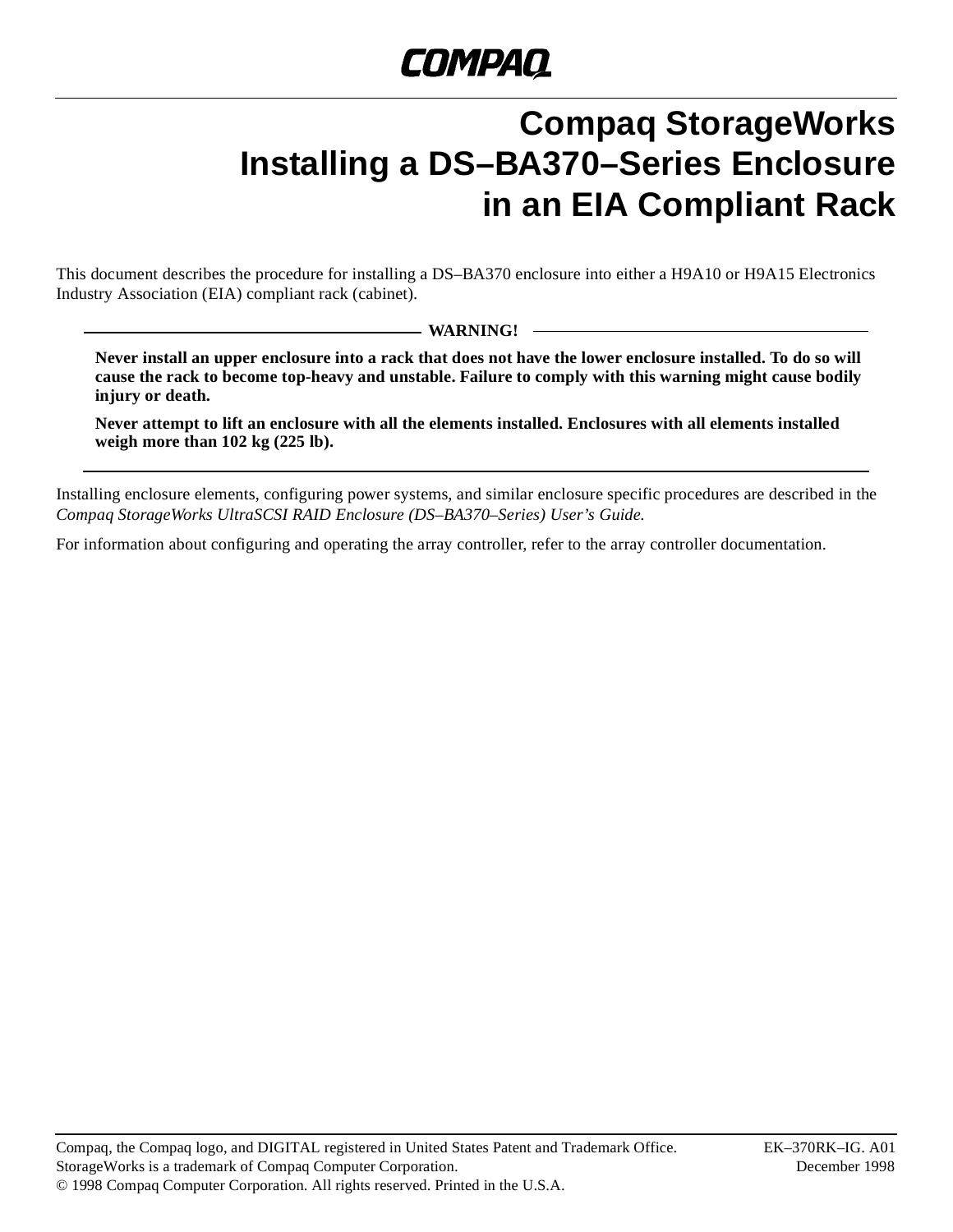# Compaq StorageWorks Installing a DS–BA370–Series Enclosure in an EIA Compliant Rack

This document describes the procedure for installing a DS–BA370 enclosure into either a H9A10 or H9A15 Electronics Industry Association (EIA) compliant rack (cabinet).

---

**WARNING!**

**Never install an upper enclosure into a rack that does not have the lower enclosure installed. To do so will cause the rack to become top-heavy and unstable. Failure to comply with this warning might cause bodily injury or death.**

**Never attempt to lift an enclosure with all the elements installed. Enclosures with all elements installed weigh more than 102 kg (225 lb).**

---

Installing enclosure elements, configuring power systems, and similar enclosure specific procedures are described in the *Compaq StorageWorks UltraSCSI RAID Enclosure (DS–BA370–Series) User's Guide.*

For information about configuring and operating the array controller, refer to the array controller documentation.

Compaq, the Compaq logo, and DIGITAL registered in United States Patent and Trademark Office.
StorageWorks is a trademark of Compaq Computer Corporation.
© 1998 Compaq Computer Corporation. All rights reserved. Printed in the U.S.A.

EK–370RK–IG. A01
December 1998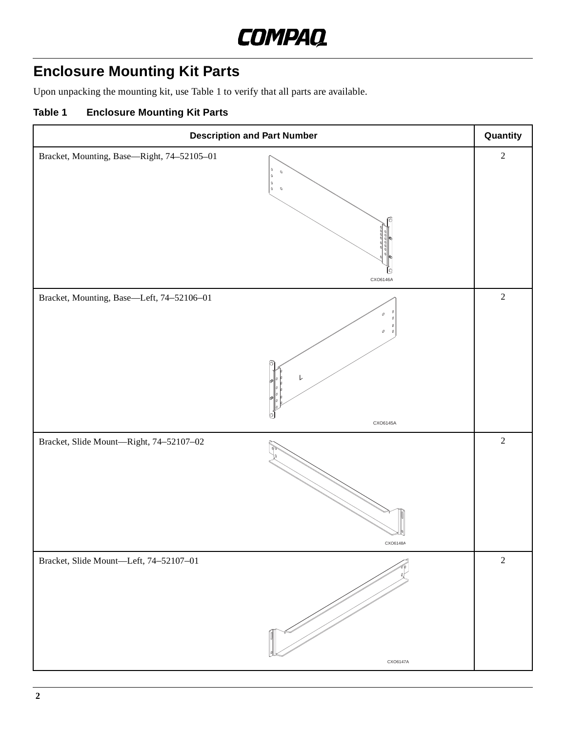## Enclosure Mounting Kit Parts

Upon unpacking the mounting kit, use Table 1 to verify that all parts are available.

**Table 1 Enclosure Mounting Kit Parts**

| Description and Part Number | Quantity |
|---|---|
| Bracket, Mounting, Base—Right, 74–52105–01 | 2 |
| Bracket, Mounting, Base—Left, 74–52106–01 | 2 |
| Bracket, Slide Mount—Right, 74–52107–02 | 2 |
| Bracket, Slide Mount—Left, 74–52107–01 | 2 |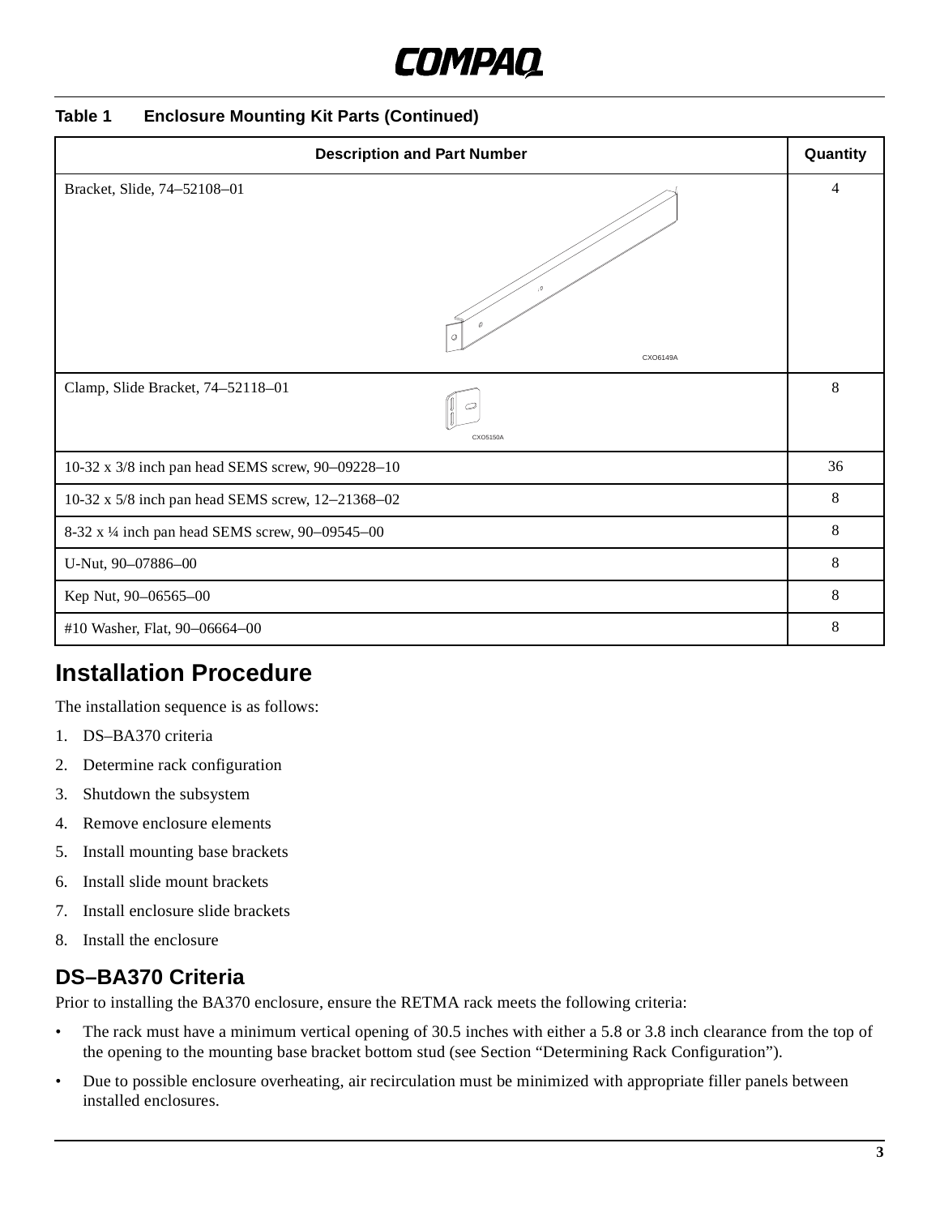**Table 1 Enclosure Mounting Kit Parts (Continued)**

| Description and Part Number | Quantity |
|---|---|
| Bracket, Slide, 74–52108–01 (CXO6149A) | 4 |
| Clamp, Slide Bracket, 74–52118–01 (CXO5150A) | 8 |
| 10-32 x 3/8 inch pan head SEMS screw, 90–09228–10 | 36 |
| 10-32 x 5/8 inch pan head SEMS screw, 12–21368–02 | 8 |
| 8-32 x ¼ inch pan head SEMS screw, 90–09545–00 | 8 |
| U-Nut, 90–07886–00 | 8 |
| Kep Nut, 90–06565–00 | 8 |
| #10 Washer, Flat, 90–06664–00 | 8 |

## Installation Procedure

The installation sequence is as follows:

1. DS–BA370 criteria
2. Determine rack configuration
3. Shutdown the subsystem
4. Remove enclosure elements
5. Install mounting base brackets
6. Install slide mount brackets
7. Install enclosure slide brackets
8. Install the enclosure

### DS–BA370 Criteria

Prior to installing the BA370 enclosure, ensure the RETMA rack meets the following criteria:

- The rack must have a minimum vertical opening of 30.5 inches with either a 5.8 or 3.8 inch clearance from the top of the opening to the mounting base bracket bottom stud (see Section "Determining Rack Configuration").
- Due to possible enclosure overheating, air recirculation must be minimized with appropriate filler panels between installed enclosures.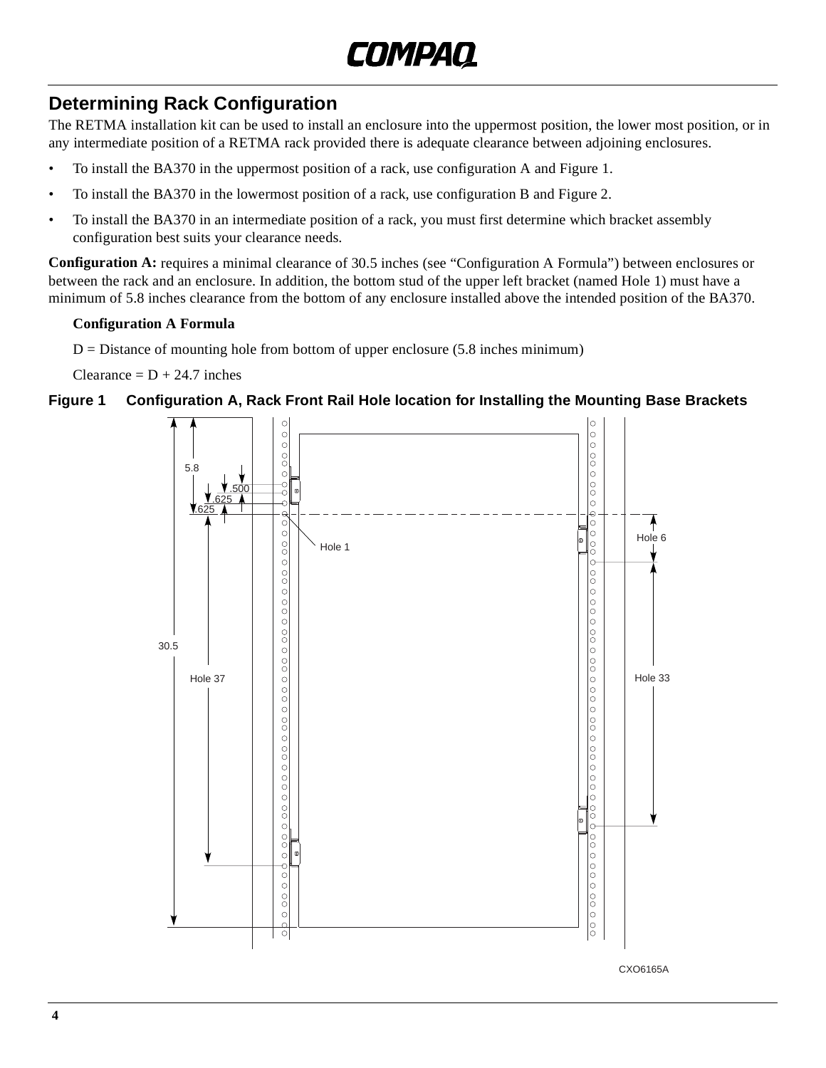## Determining Rack Configuration

The RETMA installation kit can be used to install an enclosure into the uppermost position, the lower most position, or in any intermediate position of a RETMA rack provided there is adequate clearance between adjoining enclosures.

- To install the BA370 in the uppermost position of a rack, use configuration A and Figure 1.
- To install the BA370 in the lowermost position of a rack, use configuration B and Figure 2.
- To install the BA370 in an intermediate position of a rack, you must first determine which bracket assembly configuration best suits your clearance needs.

**Configuration A:** requires a minimal clearance of 30.5 inches (see “Configuration A Formula”) between enclosures or between the rack and an enclosure. In addition, the bottom stud of the upper left bracket (named Hole 1) must have a minimum of 5.8 inches clearance from the bottom of any enclosure installed above the intended position of the BA370.

**Configuration A Formula**

D = Distance of mounting hole from bottom of upper enclosure (5.8 inches minimum)

Clearance = D + 24.7 inches

**Figure 1 Configuration A, Rack Front Rail Hole location for Installing the Mounting Base Brackets**

5.8 .500 .625 .625 30.5 Hole 37 Hole 1 Hole 6 Hole 33

CXO6165A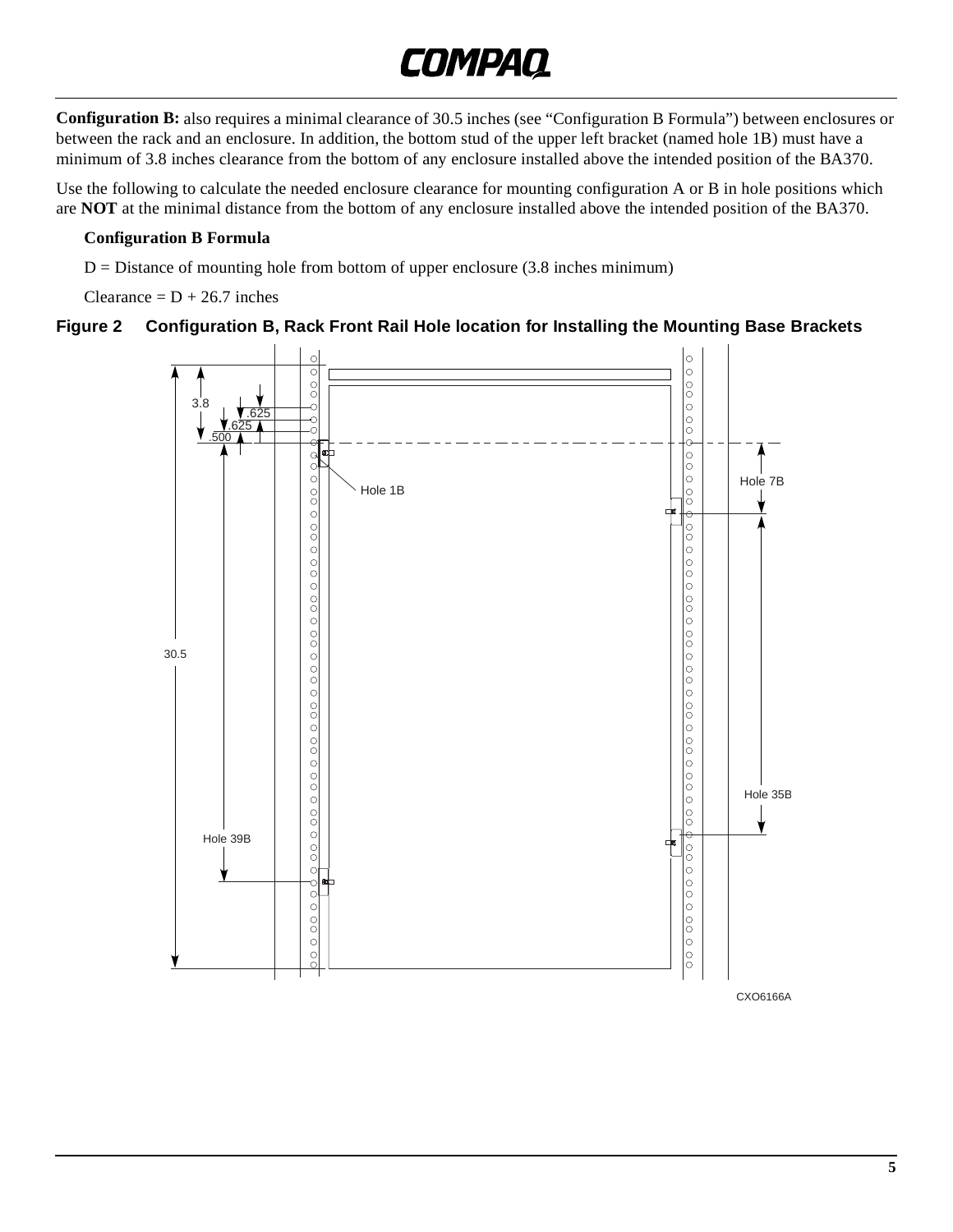**Configuration B:** also requires a minimal clearance of 30.5 inches (see "Configuration B Formula") between enclosures or between the rack and an enclosure. In addition, the bottom stud of the upper left bracket (named hole 1B) must have a minimum of 3.8 inches clearance from the bottom of any enclosure installed above the intended position of the BA370.

Use the following to calculate the needed enclosure clearance for mounting configuration A or B in hole positions which are **NOT** at the minimal distance from the bottom of any enclosure installed above the intended position of the BA370.

**Configuration B Formula**

D = Distance of mounting hole from bottom of upper enclosure (3.8 inches minimum)

Clearance = D + 26.7 inches

**Figure 2 Configuration B, Rack Front Rail Hole location for Installing the Mounting Base Brackets**

3.8

.625

.625

.500

Hole 1B

Hole 7B

30.5

Hole 35B

Hole 39B

CXO6166A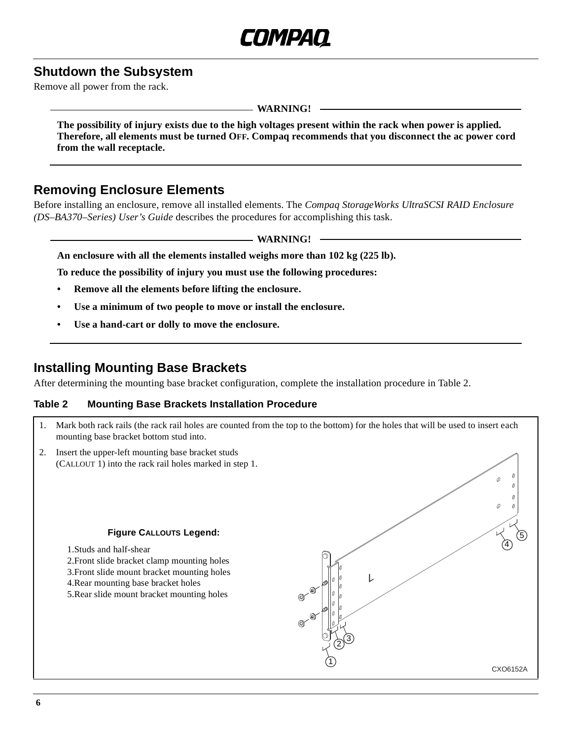## Shutdown the Subsystem

Remove all power from the rack.

**WARNING!**

**The possibility of injury exists due to the high voltages present within the rack when power is applied. Therefore, all elements must be turned OFF. Compaq recommends that you disconnect the ac power cord from the wall receptacle.**

## Removing Enclosure Elements

Before installing an enclosure, remove all installed elements. The *Compaq StorageWorks UltraSCSI RAID Enclosure (DS–BA370–Series) User's Guide* describes the procedures for accomplishing this task.

**WARNING!**

**An enclosure with all the elements installed weighs more than 102 kg (225 lb).**

**To reduce the possibility of injury you must use the following procedures:**

- **Remove all the elements before lifting the enclosure.**
- **Use a minimum of two people to move or install the enclosure.**
- **Use a hand-cart or dolly to move the enclosure.**

## Installing Mounting Base Brackets

After determining the mounting base bracket configuration, complete the installation procedure in Table 2.

**Table 2 Mounting Base Brackets Installation Procedure**

1. Mark both rack rails (the rack rail holes are counted from the top to the bottom) for the holes that will be used to insert each mounting base bracket bottom stud into.
2. Insert the upper-left mounting base bracket studs (CALLOUT 1) into the rack rail holes marked in step 1.

**Figure CALLOUTS Legend:**

1. Studs and half-shear
2. Front slide bracket clamp mounting holes
3. Front slide mount bracket mounting holes
4. Rear mounting base bracket holes
5. Rear slide mount bracket mounting holes

CXO6152A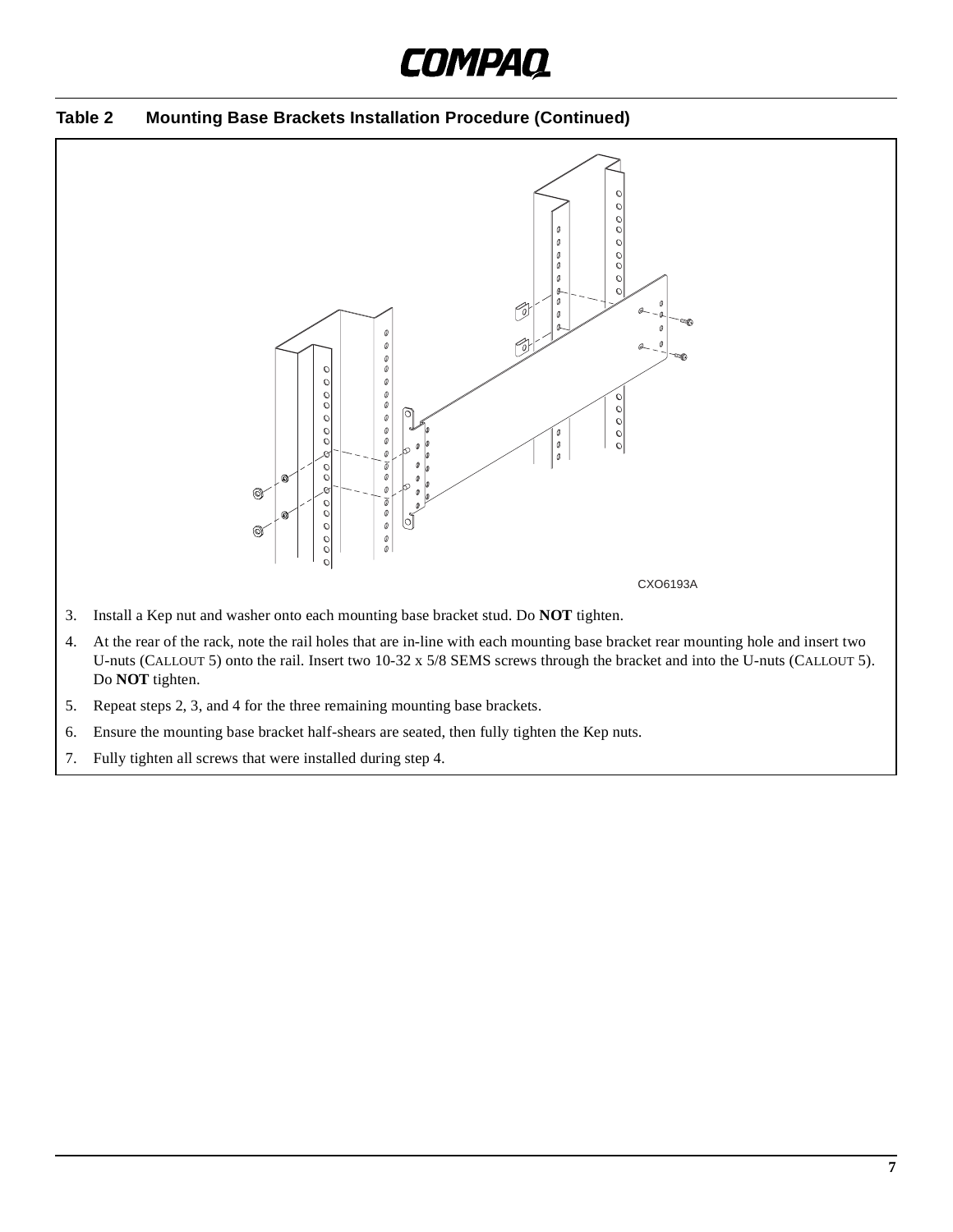**Table 2 Mounting Base Brackets Installation Procedure (Continued)**

CXO6193A

3. Install a Kep nut and washer onto each mounting base bracket stud. Do **NOT** tighten.
4. At the rear of the rack, note the rail holes that are in-line with each mounting base bracket rear mounting hole and insert two U-nuts (CALLOUT 5) onto the rail. Insert two 10-32 x 5/8 SEMS screws through the bracket and into the U-nuts (CALLOUT 5). Do **NOT** tighten.
5. Repeat steps 2, 3, and 4 for the three remaining mounting base brackets.
6. Ensure the mounting base bracket half-shears are seated, then fully tighten the Kep nuts.
7. Fully tighten all screws that were installed during step 4.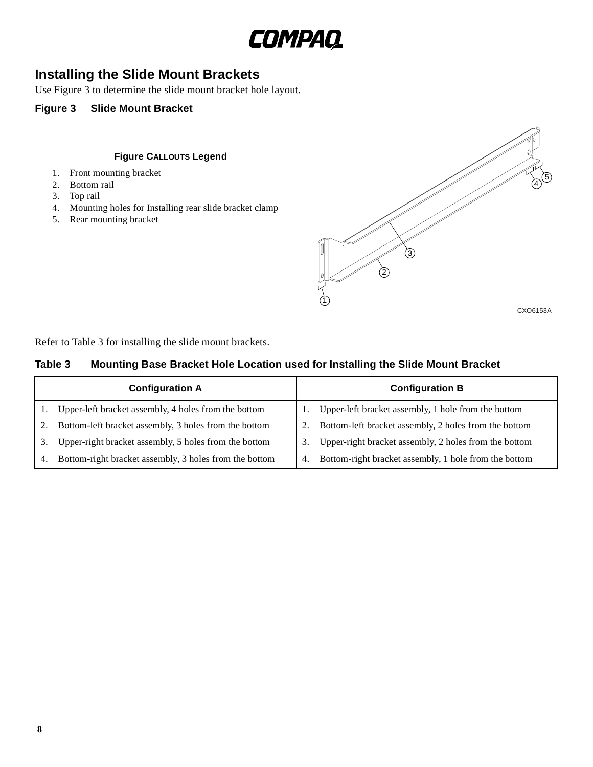## Installing the Slide Mount Brackets

Use Figure 3 to determine the slide mount bracket hole layout.

**Figure 3 Slide Mount Bracket**

**Figure CALLOUTS Legend**

1. Front mounting bracket
2. Bottom rail
3. Top rail
4. Mounting holes for Installing rear slide bracket clamp
5. Rear mounting bracket

CXO6153A

Refer to Table 3 for installing the slide mount brackets.

**Table 3 Mounting Base Bracket Hole Location used for Installing the Slide Mount Bracket**

| Configuration A | Configuration B |
|---|---|
| 1. Upper-left bracket assembly, 4 holes from the bottom | 1. Upper-left bracket assembly, 1 hole from the bottom |
| 2. Bottom-left bracket assembly, 3 holes from the bottom | 2. Bottom-left bracket assembly, 2 holes from the bottom |
| 3. Upper-right bracket assembly, 5 holes from the bottom | 3. Upper-right bracket assembly, 2 holes from the bottom |
| 4. Bottom-right bracket assembly, 3 holes from the bottom | 4. Bottom-right bracket assembly, 1 hole from the bottom |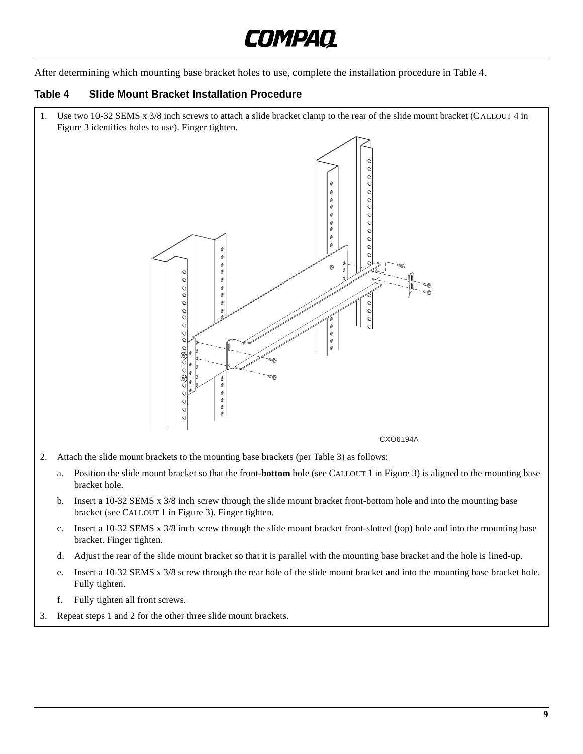After determining which mounting base bracket holes to use, complete the installation procedure in Table 4.

**Table 4 Slide Mount Bracket Installation Procedure**

1. Use two 10-32 SEMS x 3/8 inch screws to attach a slide bracket clamp to the rear of the slide mount bracket (CALLOUT 4 in Figure 3 identifies holes to use). Finger tighten.

CXO6194A

2. Attach the slide mount brackets to the mounting base brackets (per Table 3) as follows:
   a. Position the slide mount bracket so that the front-**bottom** hole (see CALLOUT 1 in Figure 3) is aligned to the mounting base bracket hole.
   b. Insert a 10-32 SEMS x 3/8 inch screw through the slide mount bracket front-bottom hole and into the mounting base bracket (see CALLOUT 1 in Figure 3). Finger tighten.
   c. Insert a 10-32 SEMS x 3/8 inch screw through the slide mount bracket front-slotted (top) hole and into the mounting base bracket. Finger tighten.
   d. Adjust the rear of the slide mount bracket so that it is parallel with the mounting base bracket and the hole is lined-up.
   e. Insert a 10-32 SEMS x 3/8 screw through the rear hole of the slide mount bracket and into the mounting base bracket hole. Fully tighten.
   f. Fully tighten all front screws.
3. Repeat steps 1 and 2 for the other three slide mount brackets.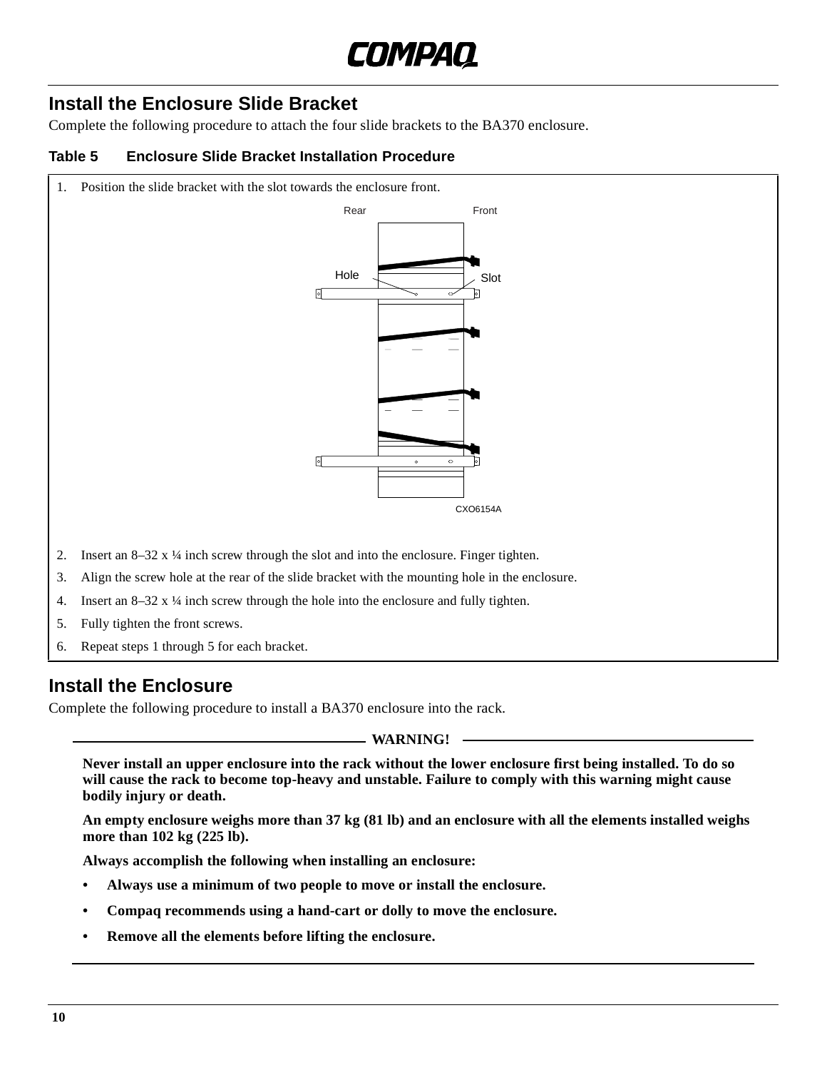## Install the Enclosure Slide Bracket

Complete the following procedure to attach the four slide brackets to the BA370 enclosure.

**Table 5 Enclosure Slide Bracket Installation Procedure**

1. Position the slide bracket with the slot towards the enclosure front.

Rear Front

Hole Slot

CXO6154A

2. Insert an 8–32 x ¼ inch screw through the slot and into the enclosure. Finger tighten.
3. Align the screw hole at the rear of the slide bracket with the mounting hole in the enclosure.
4. Insert an 8–32 x ¼ inch screw through the hole into the enclosure and fully tighten.
5. Fully tighten the front screws.
6. Repeat steps 1 through 5 for each bracket.

## Install the Enclosure

Complete the following procedure to install a BA370 enclosure into the rack.

**WARNING!**

**Never install an upper enclosure into the rack without the lower enclosure first being installed. To do so will cause the rack to become top-heavy and unstable. Failure to comply with this warning might cause bodily injury or death.**

**An empty enclosure weighs more than 37 kg (81 lb) and an enclosure with all the elements installed weighs more than 102 kg (225 lb).**

**Always accomplish the following when installing an enclosure:**

- **Always use a minimum of two people to move or install the enclosure.**
- **Compaq recommends using a hand-cart or dolly to move the enclosure.**
- **Remove all the elements before lifting the enclosure.**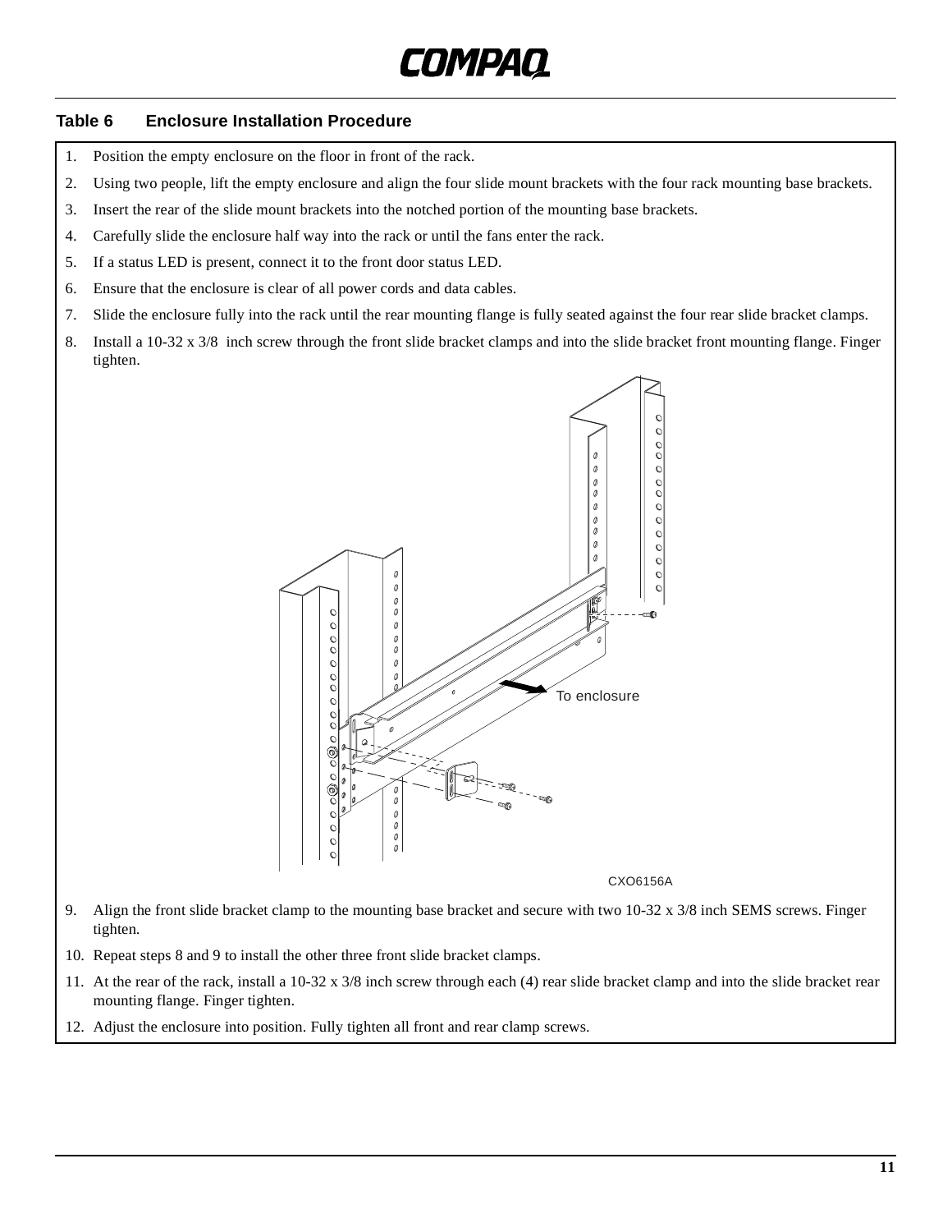**Table 6 Enclosure Installation Procedure**

1. Position the empty enclosure on the floor in front of the rack.
2. Using two people, lift the empty enclosure and align the four slide mount brackets with the four rack mounting base brackets.
3. Insert the rear of the slide mount brackets into the notched portion of the mounting base brackets.
4. Carefully slide the enclosure half way into the rack or until the fans enter the rack.
5. If a status LED is present, connect it to the front door status LED.
6. Ensure that the enclosure is clear of all power cords and data cables.
7. Slide the enclosure fully into the rack until the rear mounting flange is fully seated against the four rear slide bracket clamps.
8. Install a 10-32 x 3/8 inch screw through the front slide bracket clamps and into the slide bracket front mounting flange. Finger tighten.

To enclosure

CXO6156A

9. Align the front slide bracket clamp to the mounting base bracket and secure with two 10-32 x 3/8 inch SEMS screws. Finger tighten.
10. Repeat steps 8 and 9 to install the other three front slide bracket clamps.
11. At the rear of the rack, install a 10-32 x 3/8 inch screw through each (4) rear slide bracket clamp and into the slide bracket rear mounting flange. Finger tighten.
12. Adjust the enclosure into position. Fully tighten all front and rear clamp screws.